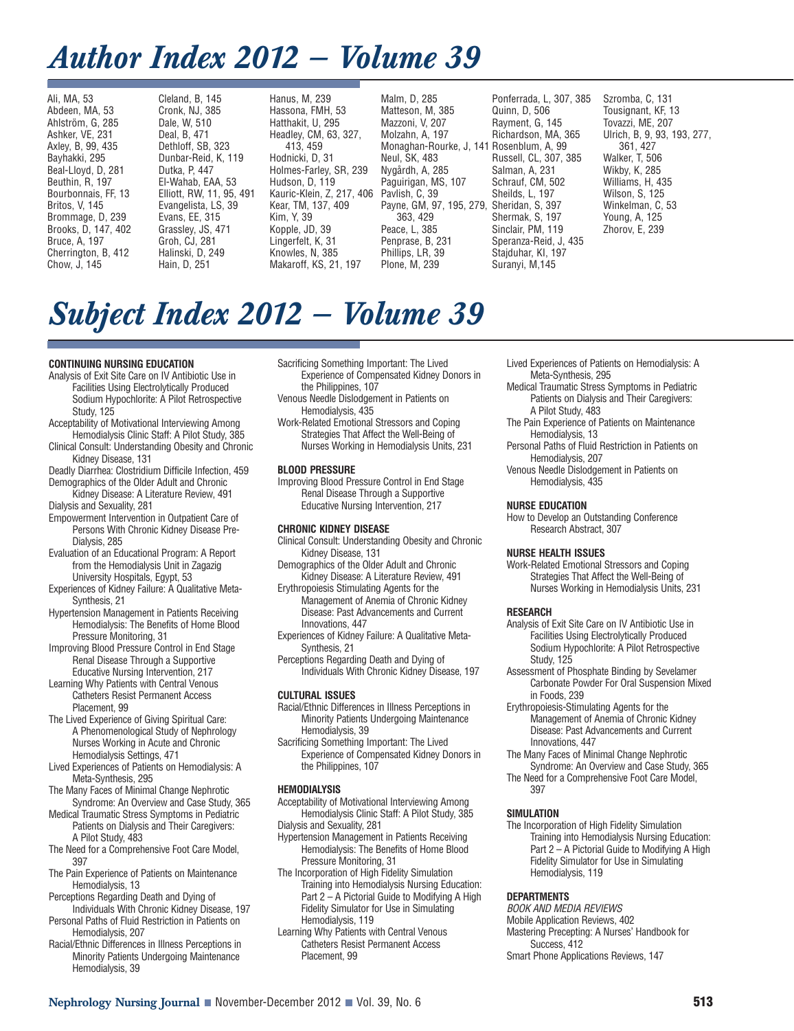# *Author Index 2012 – Volume 39*

Ali, MA, 53
Abdeen, MA, 53
Ahlström, G, 285
Ashker, VE, 231
Axley, B, 99, 435
Bayhakki, 295
Beal-Lloyd, D, 281
Beuthin, R, 197
Bourbonnais, FF, 13
Britos, V, 145
Brommage, D, 239
Brooks, D, 147, 402
Bruce, A, 197
Cherrington, B, 412
Chow, J, 145
Cleland, B, 145
Cronk, NJ, 385
Dale, W, 510
Deal, B, 471
Dethloff, SB, 323
Dunbar-Reid, K, 119
Dutka, P, 447
El-Wahab, EAA, 53
Elliott, RW, 11, 95, 491
Evangelista, LS, 39
Evans, EE, 315
Grassley, JS, 471
Groh, CJ, 281
Halinski, D, 249
Hain, D, 251
Hanus, M, 239
Hassona, FMH, 53
Hatthakit, U, 295
Headley, CM, 63, 327, 413, 459
Hodnicki, D, 31
Holmes-Farley, SR, 239
Hudson, D, 119
Kauric-Klein, Z, 217, 406
Kear, TM, 137, 409
Kim, Y, 39
Kopple, JD, 39
Lingerfelt, K, 31
Knowles, N, 385
Makaroff, KS, 21, 197
Malm, D, 285
Matteson, M, 385
Mazzoni, V, 207
Molzahn, A, 197
Monaghan-Rourke, J, 141
Neul, SK, 483
Nygårdh, A, 285
Paguirigan, MS, 107
Pavlish, C, 39
Payne, GM, 97, 195, 279, 363, 429
Peace, L, 385
Penprase, B, 231
Phillips, LR, 39
Plone, M, 239
Ponferrada, L, 307, 385
Quinn, D, 506
Rayment, G, 145
Richardson, MA, 365
Rosenblum, A, 99
Russell, CL, 307, 385
Salman, A, 231
Schrauf, CM, 502
Sheilds, L, 197
Sheridan, S, 397
Shermak, S, 197
Sinclair, PM, 119
Speranza-Reid, J, 435
Stajduhar, KI, 197
Suranyi, M,145
Szromba, C, 131
Tousignant, KF, 13
Tovazzi, ME, 207
Ulrich, B, 9, 93, 193, 277, 361, 427
Walker, T, 506
Wikby, K, 285
Williams, H, 435
Wilson, S, 125
Winkelman, C, 53
Young, A, 125
Zhorov, E, 239

# *Subject Index 2012 – Volume 39*

**CONTINUING NURSING EDUCATION**

Analysis of Exit Site Care on IV Antibiotic Use in Facilities Using Electrolytically Produced Sodium Hypochlorite: A Pilot Retrospective Study, 125
Acceptability of Motivational Interviewing Among Hemodialysis Clinic Staff: A Pilot Study, 385
Clinical Consult: Understanding Obesity and Chronic Kidney Disease, 131
Deadly Diarrhea: Clostridium Difficile Infection, 459
Demographics of the Older Adult and Chronic Kidney Disease: A Literature Review, 491
Dialysis and Sexuality, 281
Empowerment Intervention in Outpatient Care of Persons With Chronic Kidney Disease Pre-Dialysis, 285
Evaluation of an Educational Program: A Report from the Hemodialysis Unit in Zagazig University Hospitals, Egypt, 53
Experiences of Kidney Failure: A Qualitative Meta-Synthesis, 21
Hypertension Management in Patients Receiving Hemodialysis: The Benefits of Home Blood Pressure Monitoring, 31
Improving Blood Pressure Control in End Stage Renal Disease Through a Supportive Educative Nursing Intervention, 217
Learning Why Patients with Central Venous Catheters Resist Permanent Access Placement, 99
The Lived Experience of Giving Spiritual Care: A Phenomenological Study of Nephrology Nurses Working in Acute and Chronic Hemodialysis Settings, 471
Lived Experiences of Patients on Hemodialysis: A Meta-Synthesis, 295
The Many Faces of Minimal Change Nephrotic Syndrome: An Overview and Case Study, 365
Medical Traumatic Stress Symptoms in Pediatric Patients on Dialysis and Their Caregivers: A Pilot Study, 483
The Need for a Comprehensive Foot Care Model, 397
The Pain Experience of Patients on Maintenance Hemodialysis, 13
Perceptions Regarding Death and Dying of Individuals With Chronic Kidney Disease, 197
Personal Paths of Fluid Restriction in Patients on Hemodialysis, 207
Racial/Ethnic Differences in Illness Perceptions in Minority Patients Undergoing Maintenance Hemodialysis, 39
Sacrificing Something Important: The Lived Experience of Compensated Kidney Donors in the Philippines, 107
Venous Needle Dislodgement in Patients on Hemodialysis, 435
Work-Related Emotional Stressors and Coping Strategies That Affect the Well-Being of Nurses Working in Hemodialysis Units, 231

**BLOOD PRESSURE**

Improving Blood Pressure Control in End Stage Renal Disease Through a Supportive Educative Nursing Intervention, 217

**CHRONIC KIDNEY DISEASE**

Clinical Consult: Understanding Obesity and Chronic Kidney Disease, 131
Demographics of the Older Adult and Chronic Kidney Disease: A Literature Review, 491
Erythropoiesis Stimulating Agents for the Management of Anemia of Chronic Kidney Disease: Past Advancements and Current Innovations, 447
Experiences of Kidney Failure: A Qualitative Meta-Synthesis, 21
Perceptions Regarding Death and Dying of Individuals With Chronic Kidney Disease, 197

**CULTURAL ISSUES**

Racial/Ethnic Differences in Illness Perceptions in Minority Patients Undergoing Maintenance Hemodialysis, 39
Sacrificing Something Important: The Lived Experience of Compensated Kidney Donors in the Philippines, 107

**HEMODIALYSIS**

Acceptability of Motivational Interviewing Among Hemodialysis Clinic Staff: A Pilot Study, 385
Dialysis and Sexuality, 281
Hypertension Management in Patients Receiving Hemodialysis: The Benefits of Home Blood Pressure Monitoring, 31
The Incorporation of High Fidelity Simulation Training into Hemodialysis Nursing Education: Part 2 – A Pictorial Guide to Modifying A High Fidelity Simulator for Use in Simulating Hemodialysis, 119
Learning Why Patients with Central Venous Catheters Resist Permanent Access Placement, 99
Lived Experiences of Patients on Hemodialysis: A Meta-Synthesis, 295
Medical Traumatic Stress Symptoms in Pediatric Patients on Dialysis and Their Caregivers: A Pilot Study, 483
The Pain Experience of Patients on Maintenance Hemodialysis, 13
Personal Paths of Fluid Restriction in Patients on Hemodialysis, 207
Venous Needle Dislodgement in Patients on Hemodialysis, 435

**NURSE EDUCATION**

How to Develop an Outstanding Conference Research Abstract, 307

**NURSE HEALTH ISSUES**

Work-Related Emotional Stressors and Coping Strategies That Affect the Well-Being of Nurses Working in Hemodialysis Units, 231

**RESEARCH**

Analysis of Exit Site Care on IV Antibiotic Use in Facilities Using Electrolytically Produced Sodium Hypochlorite: A Pilot Retrospective Study, 125
Assessment of Phosphate Binding by Sevelamer Carbonate Powder For Oral Suspension Mixed in Foods, 239
Erythropoiesis-Stimulating Agents for the Management of Anemia of Chronic Kidney Disease: Past Advancements and Current Innovations, 447
The Many Faces of Minimal Change Nephrotic Syndrome: An Overview and Case Study, 365
The Need for a Comprehensive Foot Care Model, 397

**SIMULATION**

The Incorporation of High Fidelity Simulation Training into Hemodialysis Nursing Education: Part 2 – A Pictorial Guide to Modifying A High Fidelity Simulator for Use in Simulating Hemodialysis, 119

**DEPARTMENTS**

*BOOK AND MEDIA REVIEWS*
Mobile Application Reviews, 402
Mastering Precepting: A Nurses' Handbook for Success, 412
Smart Phone Applications Reviews, 147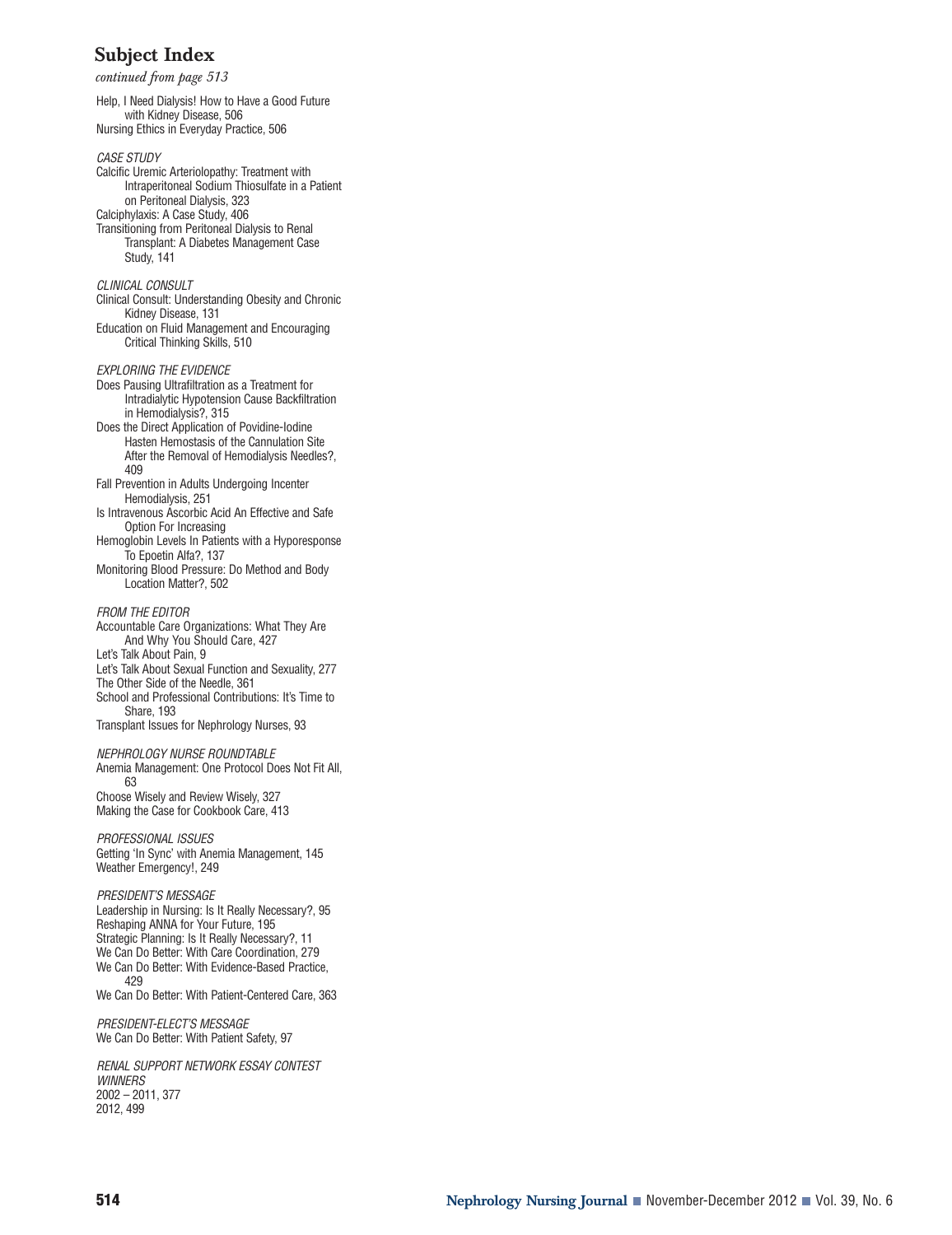## Subject Index

*continued from page 513*

Help, I Need Dialysis! How to Have a Good Future with Kidney Disease, 506
Nursing Ethics in Everyday Practice, 506

*CASE STUDY*

Calcific Uremic Arteriolopathy: Treatment with Intraperitoneal Sodium Thiosulfate in a Patient on Peritoneal Dialysis, 323
Calciphylaxis: A Case Study, 406
Transitioning from Peritoneal Dialysis to Renal Transplant: A Diabetes Management Case Study, 141

*CLINICAL CONSULT*

Clinical Consult: Understanding Obesity and Chronic Kidney Disease, 131
Education on Fluid Management and Encouraging Critical Thinking Skills, 510

*EXPLORING THE EVIDENCE*

Does Pausing Ultrafiltration as a Treatment for Intradialytic Hypotension Cause Backfiltration in Hemodialysis?, 315
Does the Direct Application of Povidine-Iodine Hasten Hemostasis of the Cannulation Site After the Removal of Hemodialysis Needles?, 409
Fall Prevention in Adults Undergoing Incenter Hemodialysis, 251
Is Intravenous Ascorbic Acid An Effective and Safe Option For Increasing Hemoglobin Levels In Patients with a Hyporesponse To Epoetin Alfa?, 137
Monitoring Blood Pressure: Do Method and Body Location Matter?, 502

*FROM THE EDITOR*

Accountable Care Organizations: What They Are And Why You Should Care, 427
Let's Talk About Pain, 9
Let's Talk About Sexual Function and Sexuality, 277
The Other Side of the Needle, 361
School and Professional Contributions: It's Time to Share, 193
Transplant Issues for Nephrology Nurses, 93

*NEPHROLOGY NURSE ROUNDTABLE*

Anemia Management: One Protocol Does Not Fit All, 63
Choose Wisely and Review Wisely, 327
Making the Case for Cookbook Care, 413

*PROFESSIONAL ISSUES*

Getting 'In Sync' with Anemia Management, 145
Weather Emergency!, 249

*PRESIDENT'S MESSAGE*

Leadership in Nursing: Is It Really Necessary?, 95
Reshaping ANNA for Your Future, 195
Strategic Planning: Is It Really Necessary?, 11
We Can Do Better: With Care Coordination, 279
We Can Do Better: With Evidence-Based Practice, 429
We Can Do Better: With Patient-Centered Care, 363

*PRESIDENT-ELECT'S MESSAGE*

We Can Do Better: With Patient Safety, 97

*RENAL SUPPORT NETWORK ESSAY CONTEST WINNERS*

2002 – 2011, 377
2012, 499